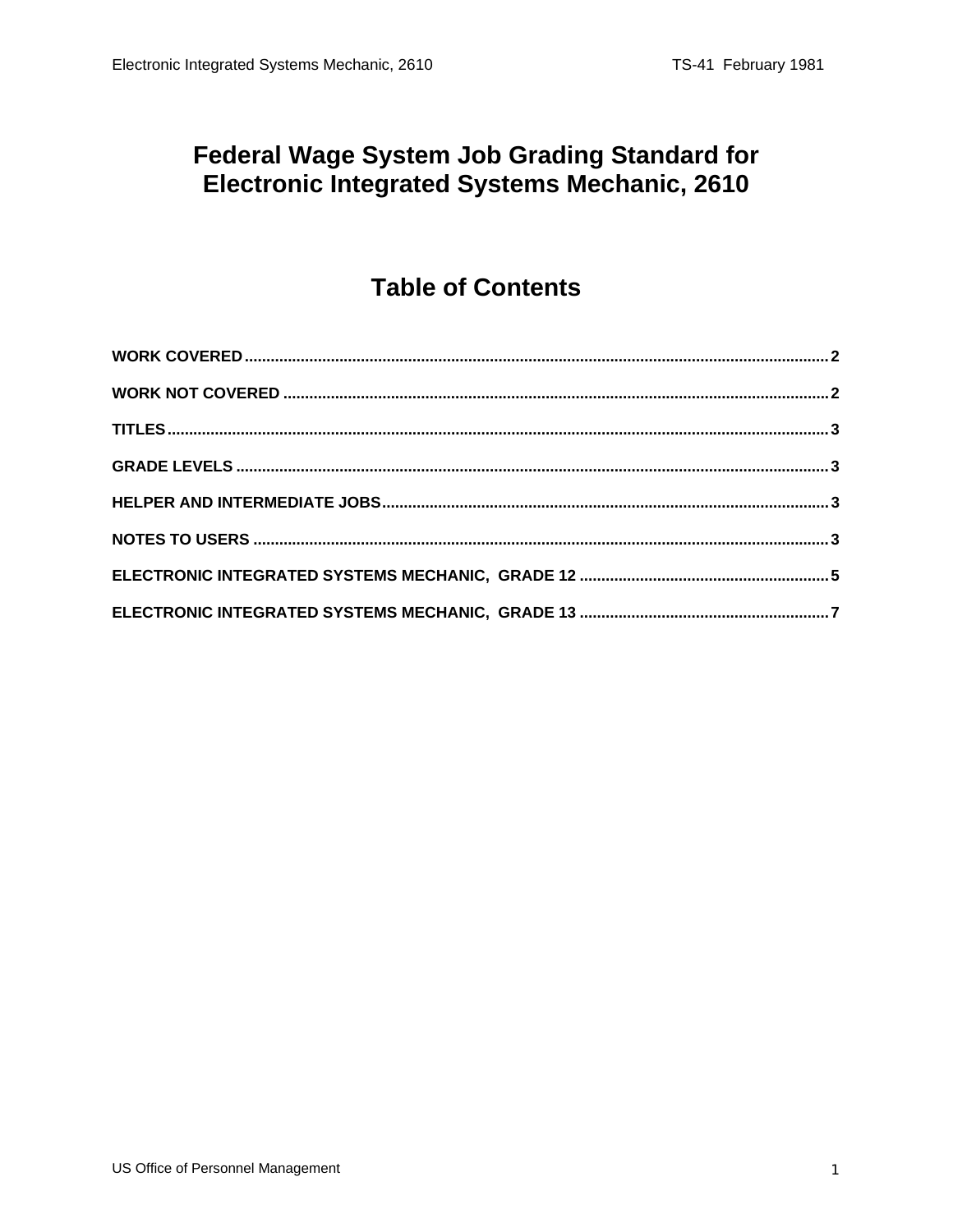# Federal Wage System Job Grading Standard for Electronic Integrated Systems Mechanic, 2610

## Table of Contents

WORK COVERED .......... 2

WORK NOT COVERED .......... 2

TITLES .......... 3

GRADE LEVELS .......... 3

HELPER AND INTERMEDIATE JOBS .......... 3

NOTES TO USERS .......... 3

ELECTRONIC INTEGRATED SYSTEMS MECHANIC, GRADE 12 .......... 5

ELECTRONIC INTEGRATED SYSTEMS MECHANIC, GRADE 13 .......... 7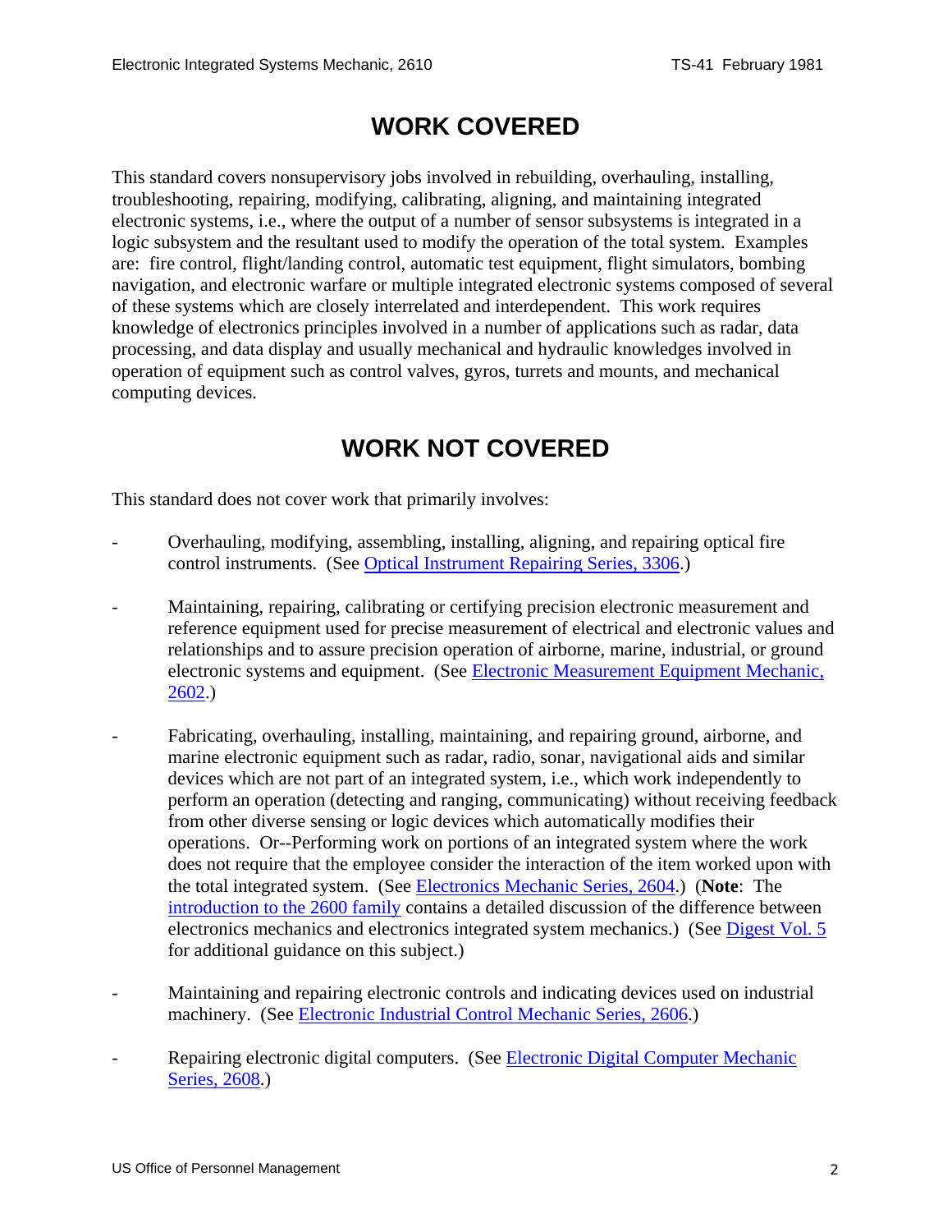## WORK COVERED

This standard covers nonsupervisory jobs involved in rebuilding, overhauling, installing, troubleshooting, repairing, modifying, calibrating, aligning, and maintaining integrated electronic systems, i.e., where the output of a number of sensor subsystems is integrated in a logic subsystem and the resultant used to modify the operation of the total system. Examples are: fire control, flight/landing control, automatic test equipment, flight simulators, bombing navigation, and electronic warfare or multiple integrated electronic systems composed of several of these systems which are closely interrelated and interdependent. This work requires knowledge of electronics principles involved in a number of applications such as radar, data processing, and data display and usually mechanical and hydraulic knowledges involved in operation of equipment such as control valves, gyros, turrets and mounts, and mechanical computing devices.

## WORK NOT COVERED

This standard does not cover work that primarily involves:

- Overhauling, modifying, assembling, installing, aligning, and repairing optical fire control instruments. (See Optical Instrument Repairing Series, 3306.)

- Maintaining, repairing, calibrating or certifying precision electronic measurement and reference equipment used for precise measurement of electrical and electronic values and relationships and to assure precision operation of airborne, marine, industrial, or ground electronic systems and equipment. (See Electronic Measurement Equipment Mechanic, 2602.)

- Fabricating, overhauling, installing, maintaining, and repairing ground, airborne, and marine electronic equipment such as radar, radio, sonar, navigational aids and similar devices which are not part of an integrated system, i.e., which work independently to perform an operation (detecting and ranging, communicating) without receiving feedback from other diverse sensing or logic devices which automatically modifies their operations. Or--Performing work on portions of an integrated system where the work does not require that the employee consider the interaction of the item worked upon with the total integrated system. (See Electronics Mechanic Series, 2604.) (**Note**: The introduction to the 2600 family contains a detailed discussion of the difference between electronics mechanics and electronics integrated system mechanics.) (See Digest Vol. 5 for additional guidance on this subject.)

- Maintaining and repairing electronic controls and indicating devices used on industrial machinery. (See Electronic Industrial Control Mechanic Series, 2606.)

- Repairing electronic digital computers. (See Electronic Digital Computer Mechanic Series, 2608.)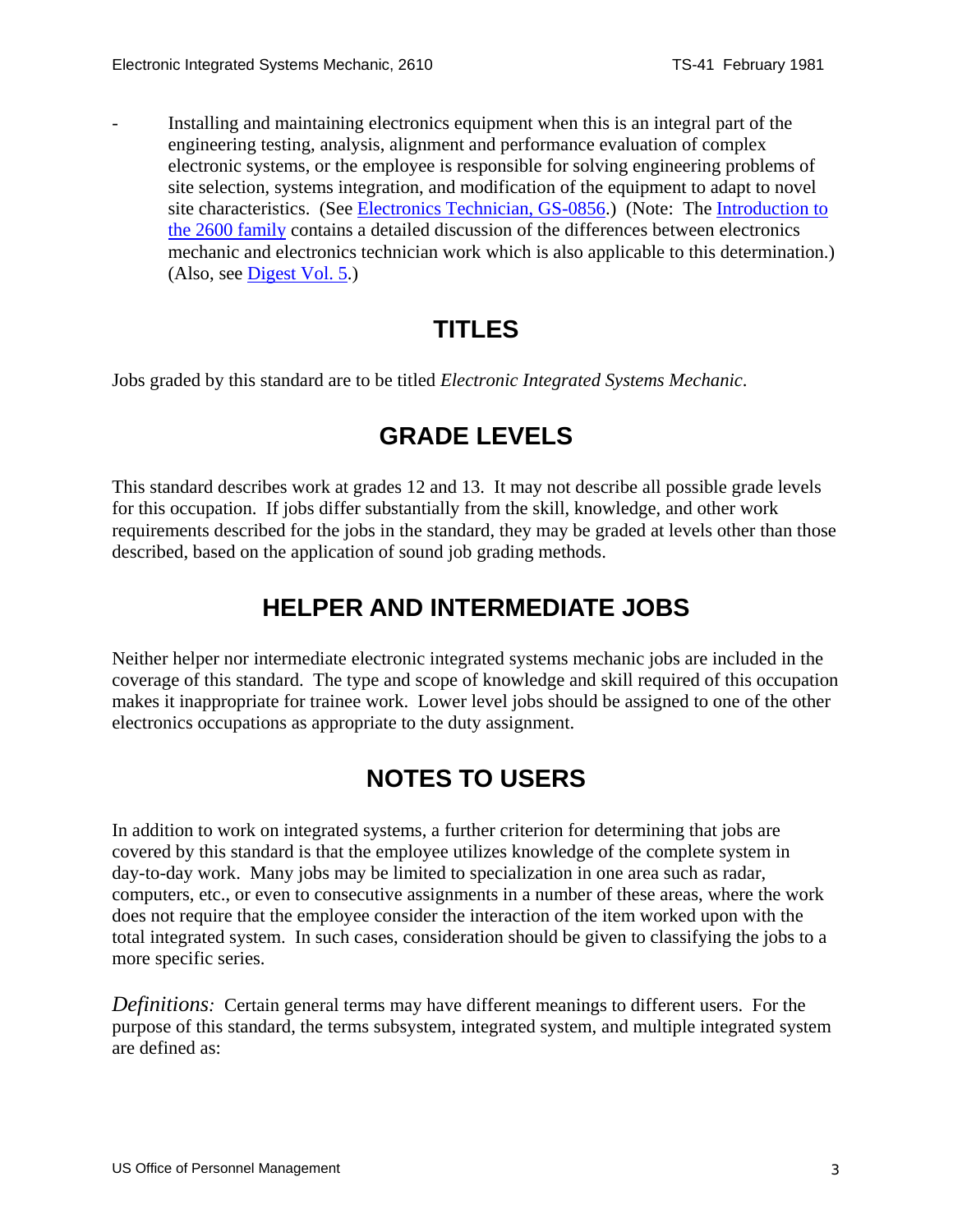- Installing and maintaining electronics equipment when this is an integral part of the engineering testing, analysis, alignment and performance evaluation of complex electronic systems, or the employee is responsible for solving engineering problems of site selection, systems integration, and modification of the equipment to adapt to novel site characteristics. (See Electronics Technician, GS-0856.) (Note: The Introduction to the 2600 family contains a detailed discussion of the differences between electronics mechanic and electronics technician work which is also applicable to this determination.) (Also, see Digest Vol. 5.)

## TITLES

Jobs graded by this standard are to be titled *Electronic Integrated Systems Mechanic*.

## GRADE LEVELS

This standard describes work at grades 12 and 13. It may not describe all possible grade levels for this occupation. If jobs differ substantially from the skill, knowledge, and other work requirements described for the jobs in the standard, they may be graded at levels other than those described, based on the application of sound job grading methods.

## HELPER AND INTERMEDIATE JOBS

Neither helper nor intermediate electronic integrated systems mechanic jobs are included in the coverage of this standard. The type and scope of knowledge and skill required of this occupation makes it inappropriate for trainee work. Lower level jobs should be assigned to one of the other electronics occupations as appropriate to the duty assignment.

## NOTES TO USERS

In addition to work on integrated systems, a further criterion for determining that jobs are covered by this standard is that the employee utilizes knowledge of the complete system in day-to-day work. Many jobs may be limited to specialization in one area such as radar, computers, etc., or even to consecutive assignments in a number of these areas, where the work does not require that the employee consider the interaction of the item worked upon with the total integrated system. In such cases, consideration should be given to classifying the jobs to a more specific series.

*Definitions:* Certain general terms may have different meanings to different users. For the purpose of this standard, the terms subsystem, integrated system, and multiple integrated system are defined as: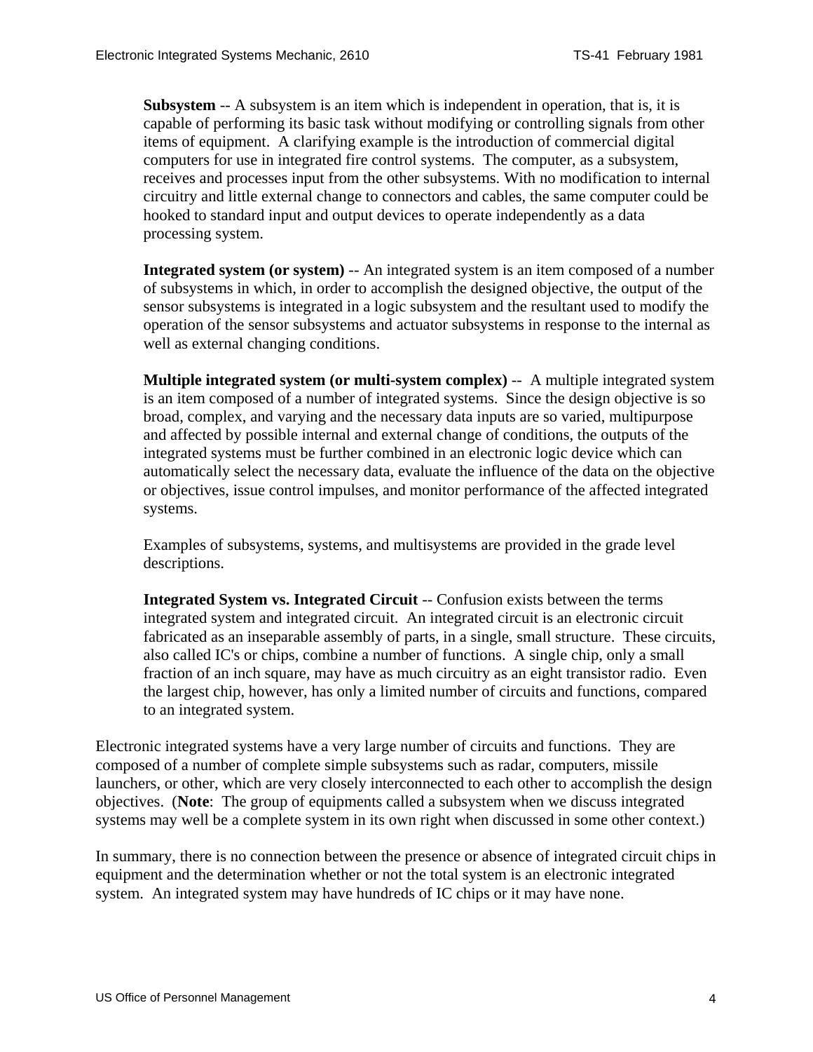**Subsystem** -- A subsystem is an item which is independent in operation, that is, it is capable of performing its basic task without modifying or controlling signals from other items of equipment. A clarifying example is the introduction of commercial digital computers for use in integrated fire control systems. The computer, as a subsystem, receives and processes input from the other subsystems. With no modification to internal circuitry and little external change to connectors and cables, the same computer could be hooked to standard input and output devices to operate independently as a data processing system.

**Integrated system (or system)** -- An integrated system is an item composed of a number of subsystems in which, in order to accomplish the designed objective, the output of the sensor subsystems is integrated in a logic subsystem and the resultant used to modify the operation of the sensor subsystems and actuator subsystems in response to the internal as well as external changing conditions.

**Multiple integrated system (or multi-system complex)** -- A multiple integrated system is an item composed of a number of integrated systems. Since the design objective is so broad, complex, and varying and the necessary data inputs are so varied, multipurpose and affected by possible internal and external change of conditions, the outputs of the integrated systems must be further combined in an electronic logic device which can automatically select the necessary data, evaluate the influence of the data on the objective or objectives, issue control impulses, and monitor performance of the affected integrated systems.

Examples of subsystems, systems, and multisystems are provided in the grade level descriptions.

**Integrated System vs. Integrated Circuit** -- Confusion exists between the terms integrated system and integrated circuit. An integrated circuit is an electronic circuit fabricated as an inseparable assembly of parts, in a single, small structure. These circuits, also called IC's or chips, combine a number of functions. A single chip, only a small fraction of an inch square, may have as much circuitry as an eight transistor radio. Even the largest chip, however, has only a limited number of circuits and functions, compared to an integrated system.

Electronic integrated systems have a very large number of circuits and functions. They are composed of a number of complete simple subsystems such as radar, computers, missile launchers, or other, which are very closely interconnected to each other to accomplish the design objectives. (**Note**: The group of equipments called a subsystem when we discuss integrated systems may well be a complete system in its own right when discussed in some other context.)

In summary, there is no connection between the presence or absence of integrated circuit chips in equipment and the determination whether or not the total system is an electronic integrated system. An integrated system may have hundreds of IC chips or it may have none.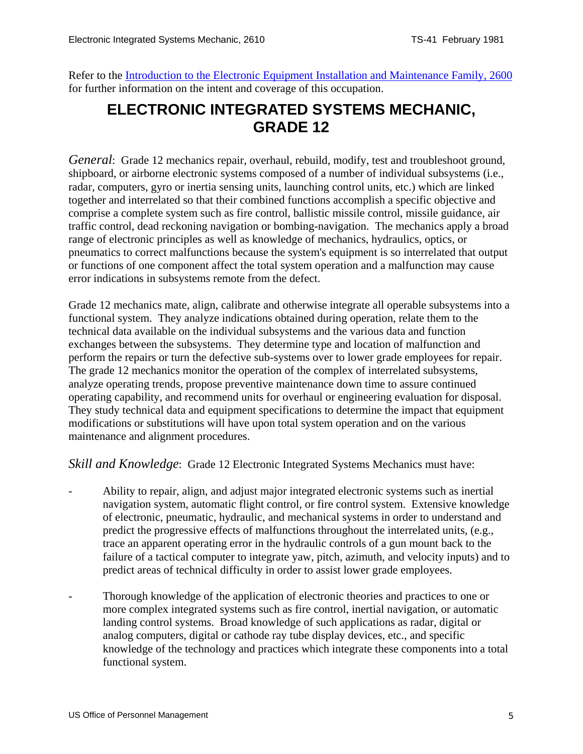Refer to the Introduction to the Electronic Equipment Installation and Maintenance Family, 2600 for further information on the intent and coverage of this occupation.

# ELECTRONIC INTEGRATED SYSTEMS MECHANIC, GRADE 12

*General*: Grade 12 mechanics repair, overhaul, rebuild, modify, test and troubleshoot ground, shipboard, or airborne electronic systems composed of a number of individual subsystems (i.e., radar, computers, gyro or inertia sensing units, launching control units, etc.) which are linked together and interrelated so that their combined functions accomplish a specific objective and comprise a complete system such as fire control, ballistic missile control, missile guidance, air traffic control, dead reckoning navigation or bombing-navigation. The mechanics apply a broad range of electronic principles as well as knowledge of mechanics, hydraulics, optics, or pneumatics to correct malfunctions because the system's equipment is so interrelated that output or functions of one component affect the total system operation and a malfunction may cause error indications in subsystems remote from the defect.

Grade 12 mechanics mate, align, calibrate and otherwise integrate all operable subsystems into a functional system. They analyze indications obtained during operation, relate them to the technical data available on the individual subsystems and the various data and function exchanges between the subsystems. They determine type and location of malfunction and perform the repairs or turn the defective sub-systems over to lower grade employees for repair. The grade 12 mechanics monitor the operation of the complex of interrelated subsystems, analyze operating trends, propose preventive maintenance down time to assure continued operating capability, and recommend units for overhaul or engineering evaluation for disposal. They study technical data and equipment specifications to determine the impact that equipment modifications or substitutions will have upon total system operation and on the various maintenance and alignment procedures.

*Skill and Knowledge*: Grade 12 Electronic Integrated Systems Mechanics must have:

- Ability to repair, align, and adjust major integrated electronic systems such as inertial navigation system, automatic flight control, or fire control system. Extensive knowledge of electronic, pneumatic, hydraulic, and mechanical systems in order to understand and predict the progressive effects of malfunctions throughout the interrelated units, (e.g., trace an apparent operating error in the hydraulic controls of a gun mount back to the failure of a tactical computer to integrate yaw, pitch, azimuth, and velocity inputs) and to predict areas of technical difficulty in order to assist lower grade employees.

- Thorough knowledge of the application of electronic theories and practices to one or more complex integrated systems such as fire control, inertial navigation, or automatic landing control systems. Broad knowledge of such applications as radar, digital or analog computers, digital or cathode ray tube display devices, etc., and specific knowledge of the technology and practices which integrate these components into a total functional system.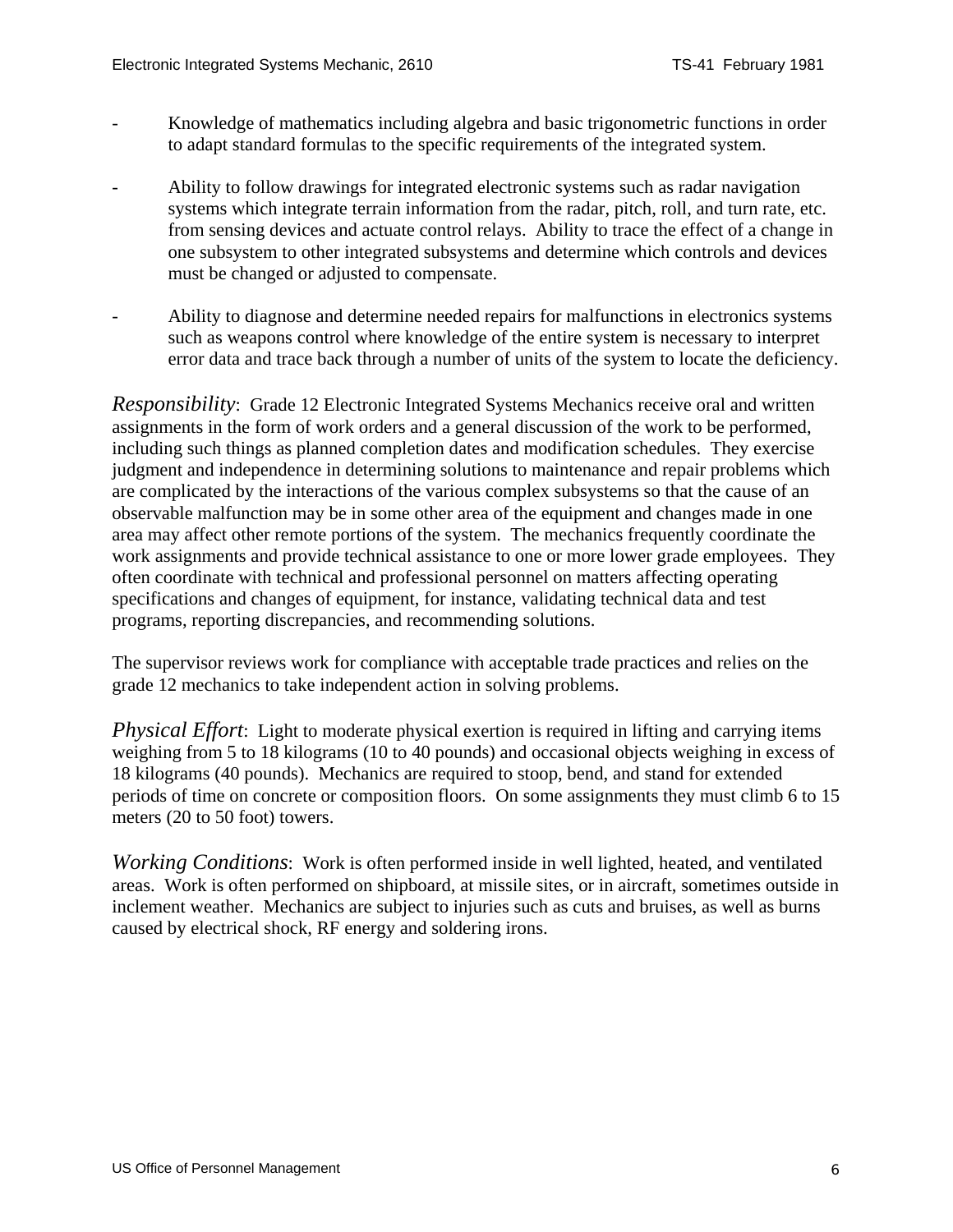- Knowledge of mathematics including algebra and basic trigonometric functions in order to adapt standard formulas to the specific requirements of the integrated system.

- Ability to follow drawings for integrated electronic systems such as radar navigation systems which integrate terrain information from the radar, pitch, roll, and turn rate, etc. from sensing devices and actuate control relays. Ability to trace the effect of a change in one subsystem to other integrated subsystems and determine which controls and devices must be changed or adjusted to compensate.

- Ability to diagnose and determine needed repairs for malfunctions in electronics systems such as weapons control where knowledge of the entire system is necessary to interpret error data and trace back through a number of units of the system to locate the deficiency.

*Responsibility*: Grade 12 Electronic Integrated Systems Mechanics receive oral and written assignments in the form of work orders and a general discussion of the work to be performed, including such things as planned completion dates and modification schedules. They exercise judgment and independence in determining solutions to maintenance and repair problems which are complicated by the interactions of the various complex subsystems so that the cause of an observable malfunction may be in some other area of the equipment and changes made in one area may affect other remote portions of the system. The mechanics frequently coordinate the work assignments and provide technical assistance to one or more lower grade employees. They often coordinate with technical and professional personnel on matters affecting operating specifications and changes of equipment, for instance, validating technical data and test programs, reporting discrepancies, and recommending solutions.

The supervisor reviews work for compliance with acceptable trade practices and relies on the grade 12 mechanics to take independent action in solving problems.

*Physical Effort*: Light to moderate physical exertion is required in lifting and carrying items weighing from 5 to 18 kilograms (10 to 40 pounds) and occasional objects weighing in excess of 18 kilograms (40 pounds). Mechanics are required to stoop, bend, and stand for extended periods of time on concrete or composition floors. On some assignments they must climb 6 to 15 meters (20 to 50 foot) towers.

*Working Conditions*: Work is often performed inside in well lighted, heated, and ventilated areas. Work is often performed on shipboard, at missile sites, or in aircraft, sometimes outside in inclement weather. Mechanics are subject to injuries such as cuts and bruises, as well as burns caused by electrical shock, RF energy and soldering irons.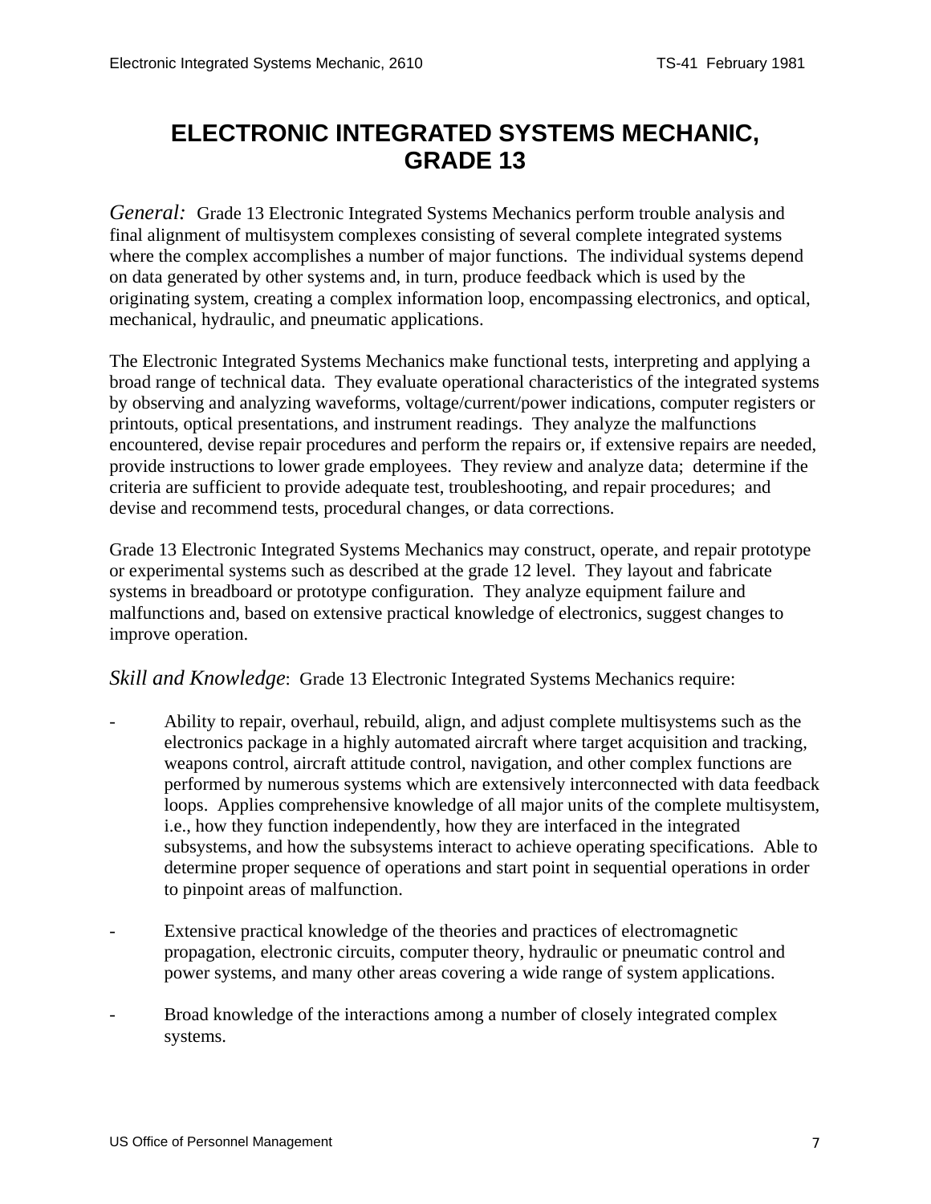# ELECTRONIC INTEGRATED SYSTEMS MECHANIC, GRADE 13

*General:* Grade 13 Electronic Integrated Systems Mechanics perform trouble analysis and final alignment of multisystem complexes consisting of several complete integrated systems where the complex accomplishes a number of major functions. The individual systems depend on data generated by other systems and, in turn, produce feedback which is used by the originating system, creating a complex information loop, encompassing electronics, and optical, mechanical, hydraulic, and pneumatic applications.

The Electronic Integrated Systems Mechanics make functional tests, interpreting and applying a broad range of technical data. They evaluate operational characteristics of the integrated systems by observing and analyzing waveforms, voltage/current/power indications, computer registers or printouts, optical presentations, and instrument readings. They analyze the malfunctions encountered, devise repair procedures and perform the repairs or, if extensive repairs are needed, provide instructions to lower grade employees. They review and analyze data; determine if the criteria are sufficient to provide adequate test, troubleshooting, and repair procedures; and devise and recommend tests, procedural changes, or data corrections.

Grade 13 Electronic Integrated Systems Mechanics may construct, operate, and repair prototype or experimental systems such as described at the grade 12 level. They layout and fabricate systems in breadboard or prototype configuration. They analyze equipment failure and malfunctions and, based on extensive practical knowledge of electronics, suggest changes to improve operation.

*Skill and Knowledge*: Grade 13 Electronic Integrated Systems Mechanics require:

- Ability to repair, overhaul, rebuild, align, and adjust complete multisystems such as the electronics package in a highly automated aircraft where target acquisition and tracking, weapons control, aircraft attitude control, navigation, and other complex functions are performed by numerous systems which are extensively interconnected with data feedback loops. Applies comprehensive knowledge of all major units of the complete multisystem, i.e., how they function independently, how they are interfaced in the integrated subsystems, and how the subsystems interact to achieve operating specifications. Able to determine proper sequence of operations and start point in sequential operations in order to pinpoint areas of malfunction.

- Extensive practical knowledge of the theories and practices of electromagnetic propagation, electronic circuits, computer theory, hydraulic or pneumatic control and power systems, and many other areas covering a wide range of system applications.

- Broad knowledge of the interactions among a number of closely integrated complex systems.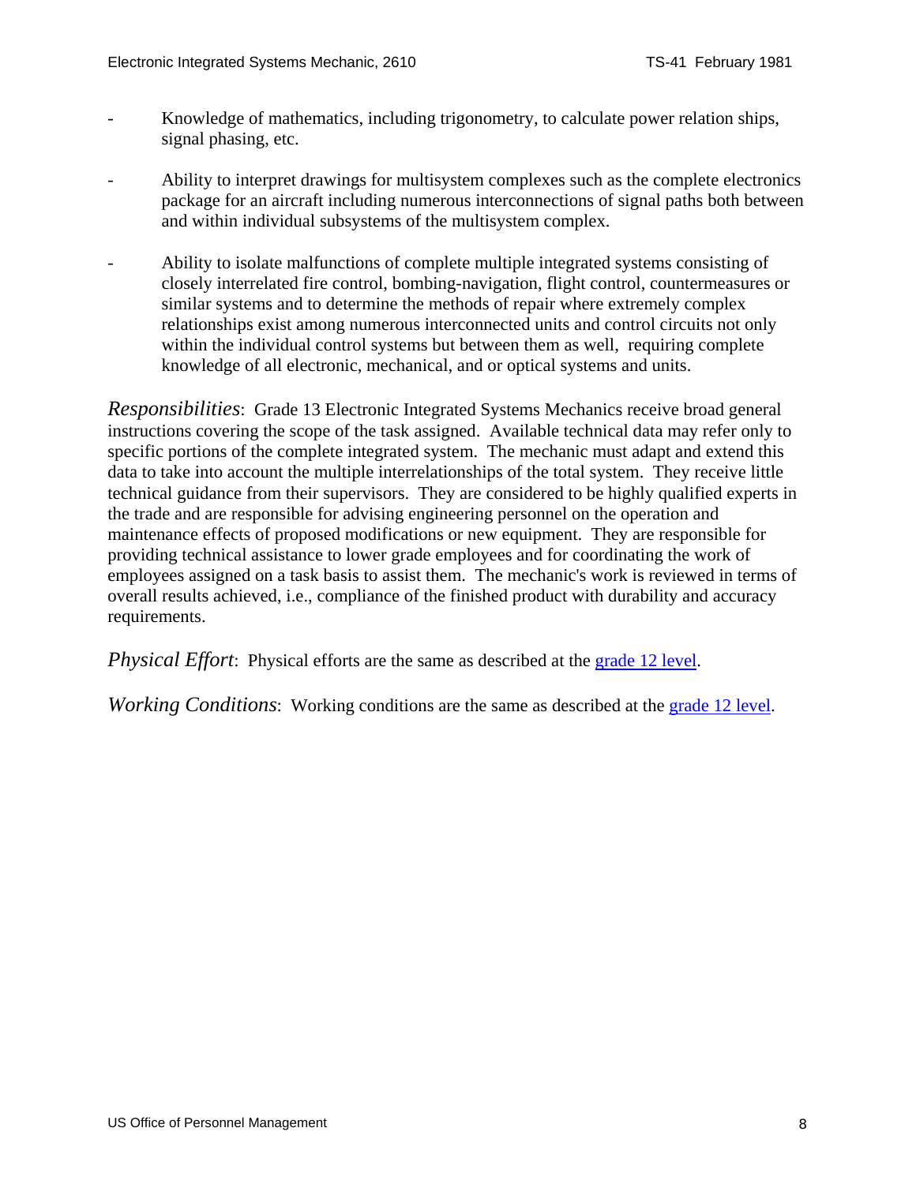- Knowledge of mathematics, including trigonometry, to calculate power relation ships, signal phasing, etc.

- Ability to interpret drawings for multisystem complexes such as the complete electronics package for an aircraft including numerous interconnections of signal paths both between and within individual subsystems of the multisystem complex.

- Ability to isolate malfunctions of complete multiple integrated systems consisting of closely interrelated fire control, bombing-navigation, flight control, countermeasures or similar systems and to determine the methods of repair where extremely complex relationships exist among numerous interconnected units and control circuits not only within the individual control systems but between them as well, requiring complete knowledge of all electronic, mechanical, and or optical systems and units.

*Responsibilities*: Grade 13 Electronic Integrated Systems Mechanics receive broad general instructions covering the scope of the task assigned. Available technical data may refer only to specific portions of the complete integrated system. The mechanic must adapt and extend this data to take into account the multiple interrelationships of the total system. They receive little technical guidance from their supervisors. They are considered to be highly qualified experts in the trade and are responsible for advising engineering personnel on the operation and maintenance effects of proposed modifications or new equipment. They are responsible for providing technical assistance to lower grade employees and for coordinating the work of employees assigned on a task basis to assist them. The mechanic's work is reviewed in terms of overall results achieved, i.e., compliance of the finished product with durability and accuracy requirements.

*Physical Effort*: Physical efforts are the same as described at the grade 12 level.

*Working Conditions*: Working conditions are the same as described at the grade 12 level.